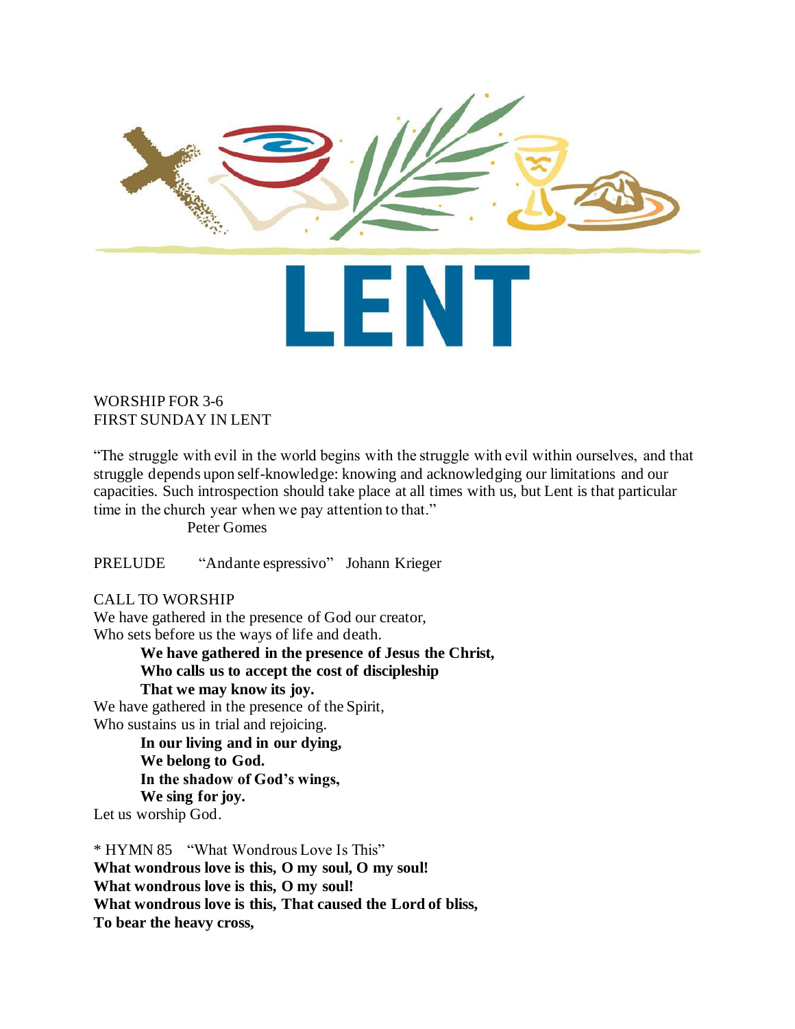# LENT

WORSHIP FOR 3-6
FIRST SUNDAY IN LENT

"The struggle with evil in the world begins with the struggle with evil within ourselves, and that struggle depends upon self-knowledge: knowing and acknowledging our limitations and our capacities. Such introspection should take place at all times with us, but Lent is that particular time in the church year when we pay attention to that."
Peter Gomes

PRELUDE "Andante espressivo" Johann Krieger

CALL TO WORSHIP
We have gathered in the presence of God our creator,
Who sets before us the ways of life and death.
**We have gathered in the presence of Jesus the Christ,**
**Who calls us to accept the cost of discipleship**
**That we may know its joy.**
We have gathered in the presence of the Spirit,
Who sustains us in trial and rejoicing.
**In our living and in our dying,**
**We belong to God.**
**In the shadow of God's wings,**
**We sing for joy.**
Let us worship God.

* HYMN 85 "What Wondrous Love Is This"
**What wondrous love is this, O my soul, O my soul!**
**What wondrous love is this, O my soul!**
**What wondrous love is this, That caused the Lord of bliss,**
**To bear the heavy cross,**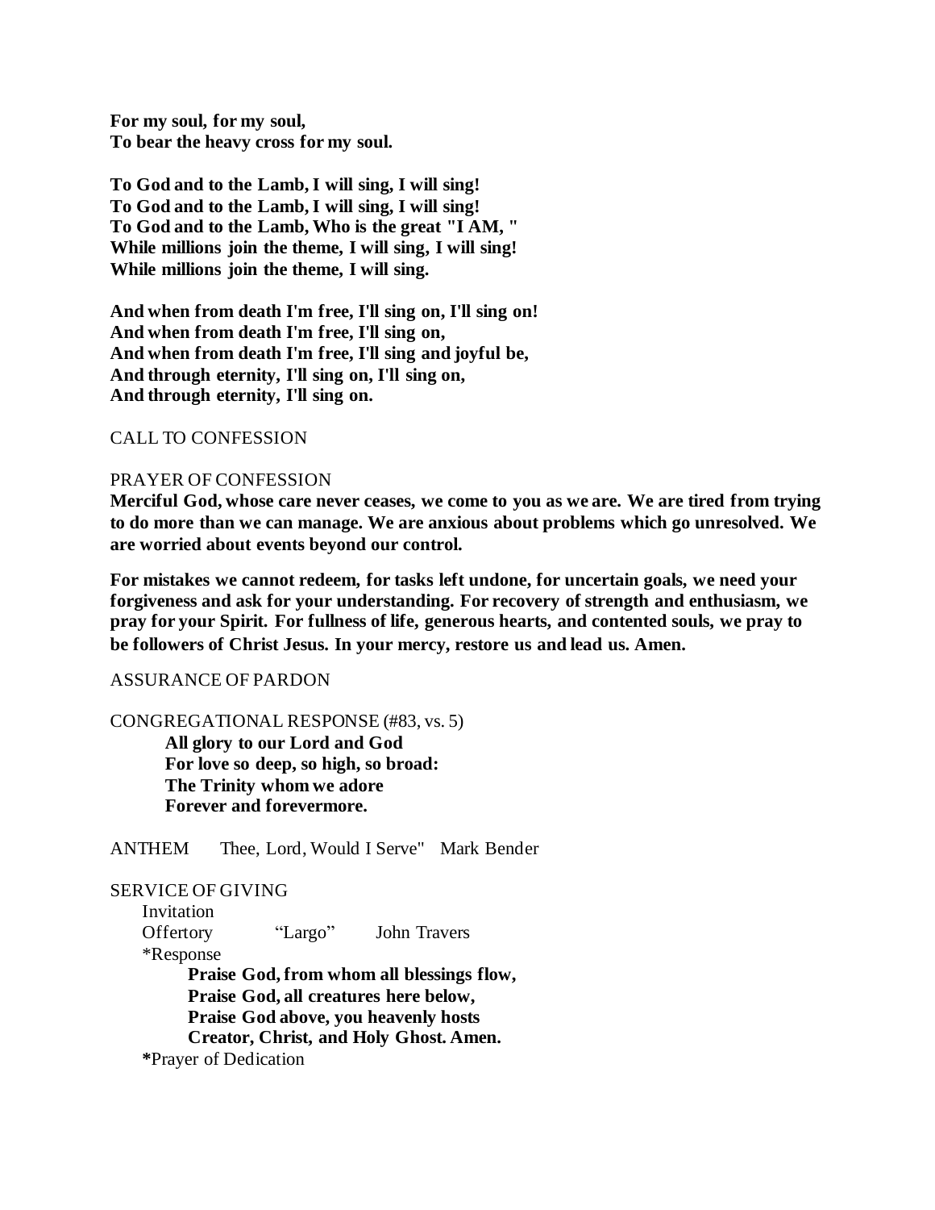**For my soul, for my soul,**
**To bear the heavy cross for my soul.**

**To God and to the Lamb, I will sing, I will sing!**
**To God and to the Lamb, I will sing, I will sing!**
**To God and to the Lamb, Who is the great "I AM, "**
**While millions join the theme, I will sing, I will sing!**
**While millions join the theme, I will sing.**

**And when from death I'm free, I'll sing on, I'll sing on!**
**And when from death I'm free, I'll sing on,**
**And when from death I'm free, I'll sing and joyful be,**
**And through eternity, I'll sing on, I'll sing on,**
**And through eternity, I'll sing on.**

CALL TO CONFESSION

PRAYER OF CONFESSION

**Merciful God, whose care never ceases, we come to you as we are. We are tired from trying to do more than we can manage. We are anxious about problems which go unresolved. We are worried about events beyond our control.**

**For mistakes we cannot redeem, for tasks left undone, for uncertain goals, we need your forgiveness and ask for your understanding. For recovery of strength and enthusiasm, we pray for your Spirit. For fullness of life, generous hearts, and contented souls, we pray to be followers of Christ Jesus. In your mercy, restore us and lead us. Amen.**

ASSURANCE OF PARDON

CONGREGATIONAL RESPONSE (#83, vs. 5)

> **All glory to our Lord and God**
> **For love so deep, so high, so broad:**
> **The Trinity whom we adore**
> **Forever and forevermore.**

ANTHEM Thee, Lord, Would I Serve" Mark Bender

SERVICE OF GIVING

Invitation

Offertory "Largo" John Travers

*Response

> **Praise God, from whom all blessings flow,**
> **Praise God, all creatures here below,**
> **Praise God above, you heavenly hosts**
> **Creator, Christ, and Holy Ghost. Amen.**

*Prayer of Dedication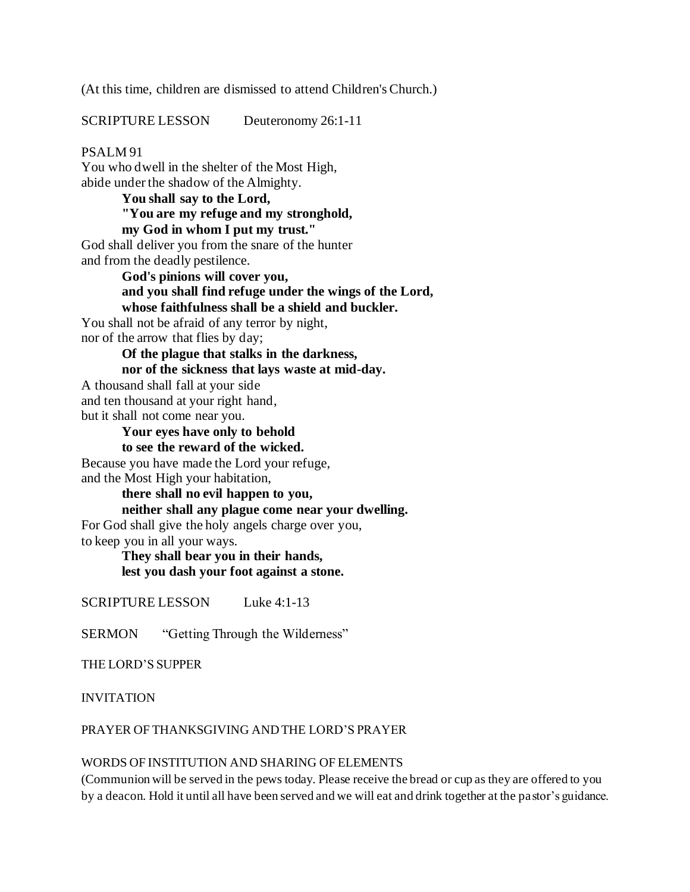(At this time, children are dismissed to attend Children's Church.)

SCRIPTURE LESSON Deuteronomy 26:1-11

PSALM 91

You who dwell in the shelter of the Most High,
abide under the shadow of the Almighty.

**You shall say to the Lord,**
**"You are my refuge and my stronghold,**
**my God in whom I put my trust."**

God shall deliver you from the snare of the hunter
and from the deadly pestilence.

**God's pinions will cover you,**
**and you shall find refuge under the wings of the Lord,**
**whose faithfulness shall be a shield and buckler.**

You shall not be afraid of any terror by night,
nor of the arrow that flies by day;

**Of the plague that stalks in the darkness,**
**nor of the sickness that lays waste at mid-day.**

A thousand shall fall at your side
and ten thousand at your right hand,
but it shall not come near you.

**Your eyes have only to behold**
**to see the reward of the wicked.**

Because you have made the Lord your refuge,
and the Most High your habitation,

**there shall no evil happen to you,**
**neither shall any plague come near your dwelling.**

For God shall give the holy angels charge over you,
to keep you in all your ways.

**They shall bear you in their hands,**
**lest you dash your foot against a stone.**

SCRIPTURE LESSON Luke 4:1-13

SERMON "Getting Through the Wilderness"

THE LORD'S SUPPER

INVITATION

PRAYER OF THANKSGIVING AND THE LORD'S PRAYER

WORDS OF INSTITUTION AND SHARING OF ELEMENTS

(Communion will be served in the pews today. Please receive the bread or cup as they are offered to you by a deacon. Hold it until all have been served and we will eat and drink together at the pastor's guidance.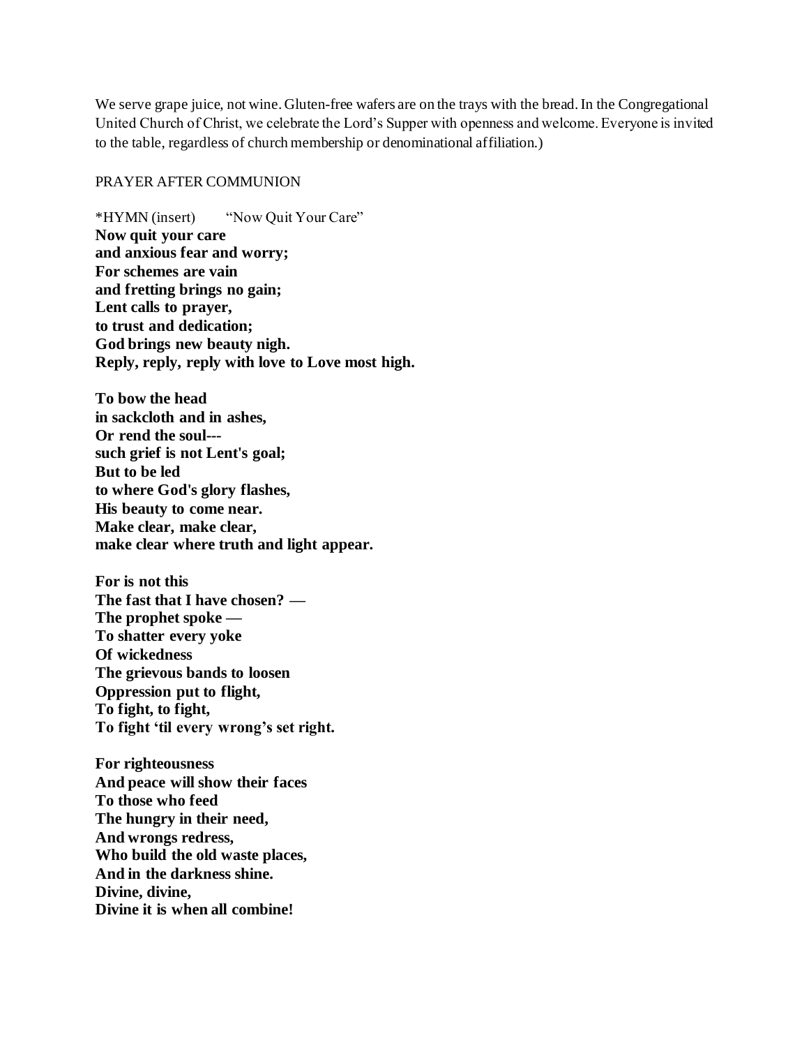We serve grape juice, not wine. Gluten-free wafers are on the trays with the bread. In the Congregational United Church of Christ, we celebrate the Lord's Supper with openness and welcome. Everyone is invited to the table, regardless of church membership or denominational affiliation.)

PRAYER AFTER COMMUNION

*HYMN (insert) "Now Quit Your Care"

**Now quit your care**
**and anxious fear and worry;**
**For schemes are vain**
**and fretting brings no gain;**
**Lent calls to prayer,**
**to trust and dedication;**
**God brings new beauty nigh.**
**Reply, reply, reply with love to Love most high.**

**To bow the head**
**in sackcloth and in ashes,**
**Or rend the soul---**
**such grief is not Lent's goal;**
**But to be led**
**to where God's glory flashes,**
**His beauty to come near.**
**Make clear, make clear,**
**make clear where truth and light appear.**

**For is not this**
**The fast that I have chosen? —**
**The prophet spoke —**
**To shatter every yoke**
**Of wickedness**
**The grievous bands to loosen**
**Oppression put to flight,**
**To fight, to fight,**
**To fight 'til every wrong's set right.**

**For righteousness**
**And peace will show their faces**
**To those who feed**
**The hungry in their need,**
**And wrongs redress,**
**Who build the old waste places,**
**And in the darkness shine.**
**Divine, divine,**
**Divine it is when all combine!**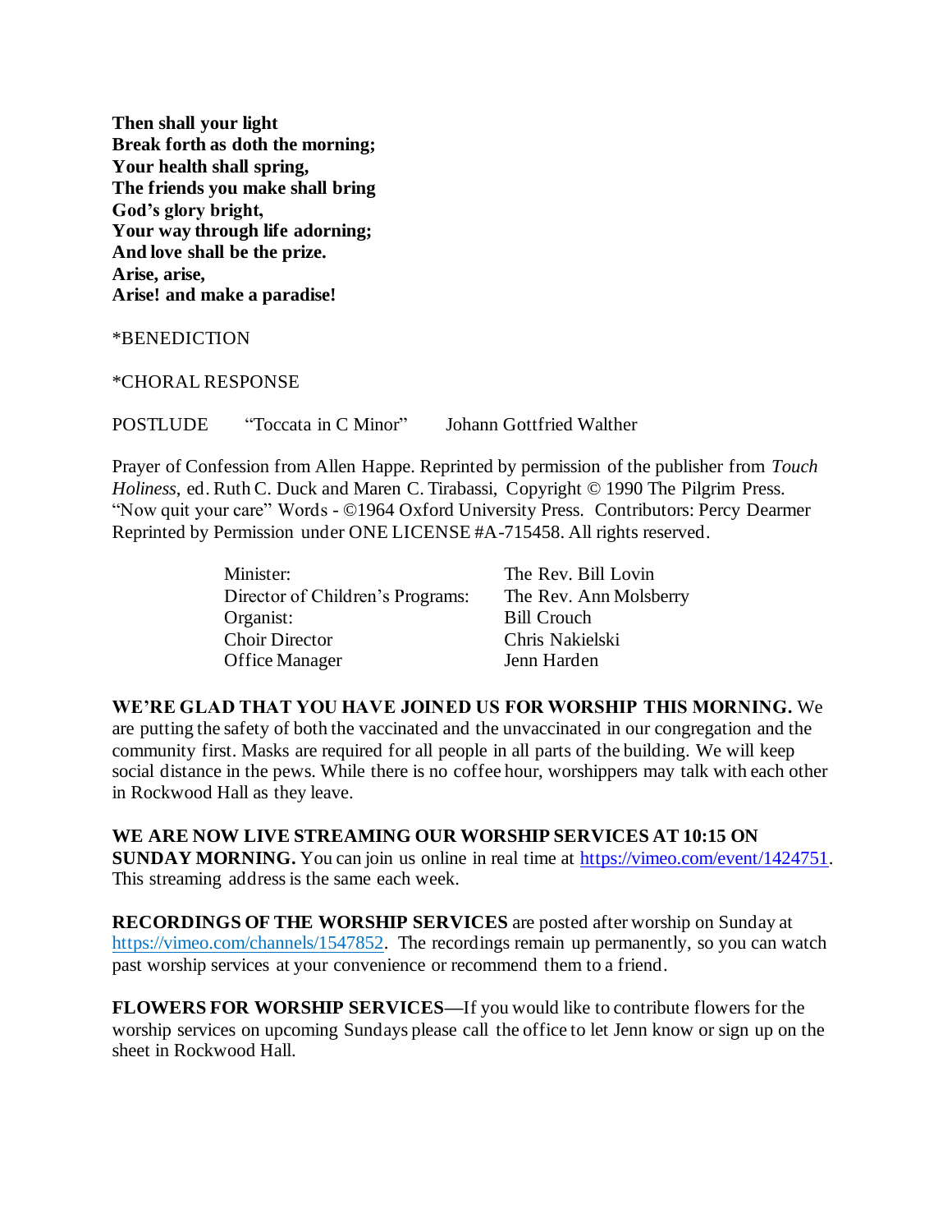**Then shall your light**
**Break forth as doth the morning;**
**Your health shall spring,**
**The friends you make shall bring**
**God's glory bright,**
**Your way through life adorning;**
**And love shall be the prize.**
**Arise, arise,**
**Arise! and make a paradise!**

*BENEDICTION

*CHORAL RESPONSE

POSTLUDE "Toccata in C Minor" Johann Gottfried Walther

Prayer of Confession from Allen Happe. Reprinted by permission of the publisher from *Touch Holiness*, ed. Ruth C. Duck and Maren C. Tirabassi, Copyright © 1990 The Pilgrim Press.
"Now quit your care" Words - ©1964 Oxford University Press. Contributors: Percy Dearmer
Reprinted by Permission under ONE LICENSE #A-715458. All rights reserved.

| | |
|---|---|
| Minister: | The Rev. Bill Lovin |
| Director of Children's Programs: | The Rev. Ann Molsberry |
| Organist: | Bill Crouch |
| Choir Director | Chris Nakielski |
| Office Manager | Jenn Harden |

**WE'RE GLAD THAT YOU HAVE JOINED US FOR WORSHIP THIS MORNING.** We are putting the safety of both the vaccinated and the unvaccinated in our congregation and the community first. Masks are required for all people in all parts of the building. We will keep social distance in the pews. While there is no coffee hour, worshippers may talk with each other in Rockwood Hall as they leave.

**WE ARE NOW LIVE STREAMING OUR WORSHIP SERVICES AT 10:15 ON SUNDAY MORNING.** You can join us online in real time at https://vimeo.com/event/1424751. This streaming address is the same each week.

**RECORDINGS OF THE WORSHIP SERVICES** are posted after worship on Sunday at https://vimeo.com/channels/1547852. The recordings remain up permanently, so you can watch past worship services at your convenience or recommend them to a friend.

**FLOWERS FOR WORSHIP SERVICES—**If you would like to contribute flowers for the worship services on upcoming Sundays please call the office to let Jenn know or sign up on the sheet in Rockwood Hall.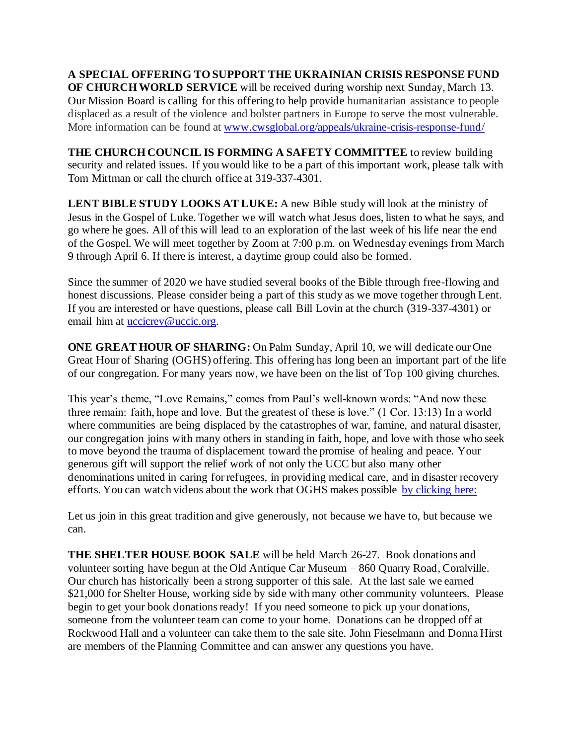**A SPECIAL OFFERING TO SUPPORT THE UKRAINIAN CRISIS RESPONSE FUND OF CHURCH WORLD SERVICE** will be received during worship next Sunday, March 13. Our Mission Board is calling for this offering to help provide humanitarian assistance to people displaced as a result of the violence and bolster partners in Europe to serve the most vulnerable. More information can be found at [www.cwsglobal.org/appeals/ukraine-crisis-response-fund/](www.cwsglobal.org/appeals/ukraine-crisis-response-fund/)

**THE CHURCH COUNCIL IS FORMING A SAFETY COMMITTEE** to review building security and related issues. If you would like to be a part of this important work, please talk with Tom Mittman or call the church office at 319-337-4301.

**LENT BIBLE STUDY LOOKS AT LUKE:** A new Bible study will look at the ministry of Jesus in the Gospel of Luke. Together we will watch what Jesus does, listen to what he says, and go where he goes. All of this will lead to an exploration of the last week of his life near the end of the Gospel. We will meet together by Zoom at 7:00 p.m. on Wednesday evenings from March 9 through April 6. If there is interest, a daytime group could also be formed.

Since the summer of 2020 we have studied several books of the Bible through free-flowing and honest discussions. Please consider being a part of this study as we move together through Lent. If you are interested or have questions, please call Bill Lovin at the church (319-337-4301) or email him at [uccicrev@uccic.org](mailto:uccicrev@uccic.org).

**ONE GREAT HOUR OF SHARING:** On Palm Sunday, April 10, we will dedicate our One Great Hour of Sharing (OGHS) offering. This offering has long been an important part of the life of our congregation. For many years now, we have been on the list of Top 100 giving churches.

This year's theme, "Love Remains," comes from Paul's well-known words: "And now these three remain: faith, hope and love. But the greatest of these is love." (1 Cor. 13:13) In a world where communities are being displaced by the catastrophes of war, famine, and natural disaster, our congregation joins with many others in standing in faith, hope, and love with those who seek to move beyond the trauma of displacement toward the promise of healing and peace. Your generous gift will support the relief work of not only the UCC but also many other denominations united in caring for refugees, in providing medical care, and in disaster recovery efforts. You can watch videos about the work that OGHS makes possible by clicking here:

Let us join in this great tradition and give generously, not because we have to, but because we can.

**THE SHELTER HOUSE BOOK SALE** will be held March 26-27. Book donations and volunteer sorting have begun at the Old Antique Car Museum – 860 Quarry Road, Coralville. Our church has historically been a strong supporter of this sale. At the last sale we earned $21,000 for Shelter House, working side by side with many other community volunteers. Please begin to get your book donations ready! If you need someone to pick up your donations, someone from the volunteer team can come to your home. Donations can be dropped off at Rockwood Hall and a volunteer can take them to the sale site. John Fieselmann and Donna Hirst are members of the Planning Committee and can answer any questions you have.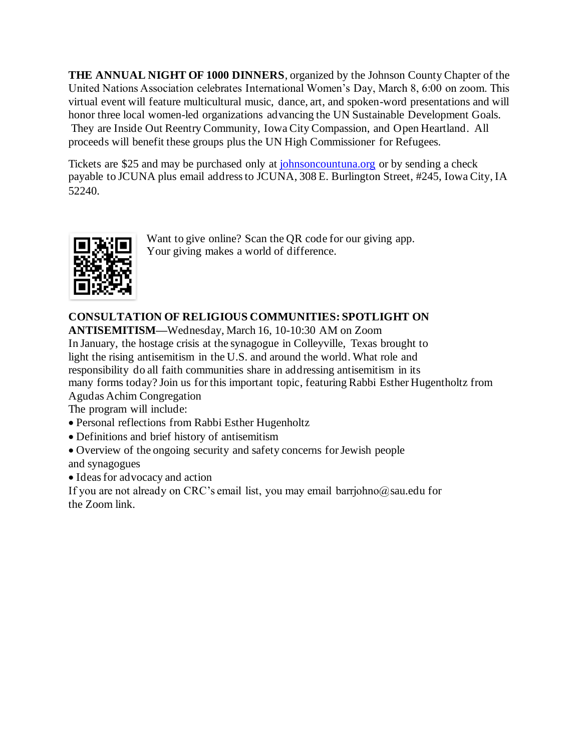**THE ANNUAL NIGHT OF 1000 DINNERS**, organized by the Johnson County Chapter of the United Nations Association celebrates International Women's Day, March 8, 6:00 on zoom. This virtual event will feature multicultural music, dance, art, and spoken-word presentations and will honor three local women-led organizations advancing the UN Sustainable Development Goals. They are Inside Out Reentry Community, Iowa City Compassion, and Open Heartland. All proceeds will benefit these groups plus the UN High Commissioner for Refugees.

Tickets are $25 and may be purchased only at [johnsoncountuna.org](johnsoncountuna.org) or by sending a check payable to JCUNA plus email address to JCUNA, 308 E. Burlington Street, #245, Iowa City, IA 52240.

Want to give online? Scan the QR code for our giving app.
Your giving makes a world of difference.

**CONSULTATION OF RELIGIOUS COMMUNITIES: SPOTLIGHT ON ANTISEMITISM—**Wednesday, March 16, 10-10:30 AM on Zoom

In January, the hostage crisis at the synagogue in Colleyville, Texas brought to light the rising antisemitism in the U.S. and around the world. What role and responsibility do all faith communities share in addressing antisemitism in its many forms today? Join us for this important topic, featuring Rabbi Esther Hugentholtz from Agudas Achim Congregation

The program will include:

- Personal reflections from Rabbi Esther Hugenholtz
- Definitions and brief history of antisemitism
- Overview of the ongoing security and safety concerns for Jewish people and synagogues
- Ideas for advocacy and action

If you are not already on CRC's email list, you may email barrjohno@sau.edu for the Zoom link.